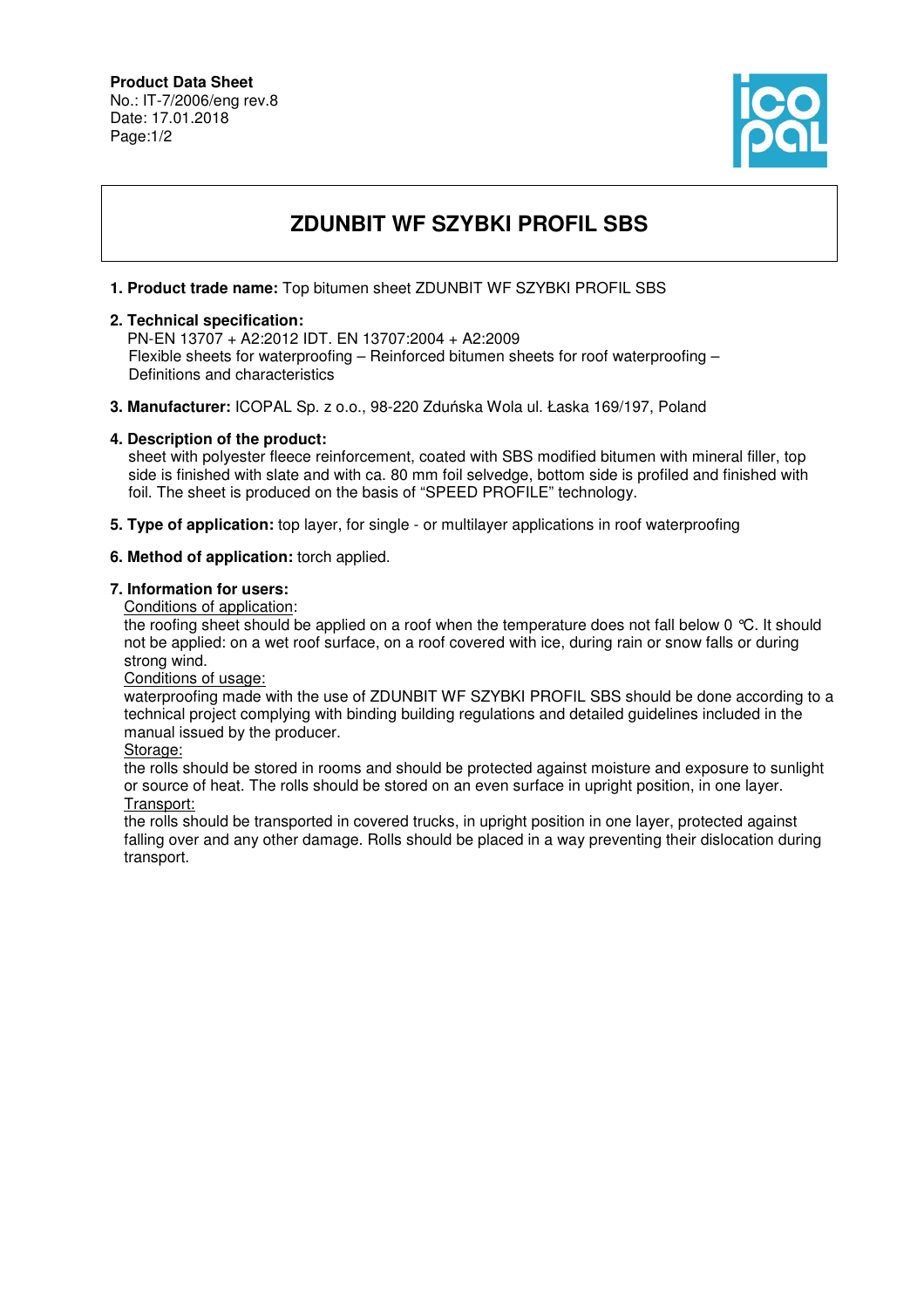**Product Data Sheet**
No.: IT-7/2006/eng rev.8
Date: 17.01.2018

# ZDUNBIT WF SZYBKI PROFIL SBS

1. **Product trade name:** Top bitumen sheet ZDUNBIT WF SZYBKI PROFIL SBS

2. **Technical specification:**
   PN-EN 13707 + A2:2012 IDT. EN 13707:2004 + A2:2009
   Flexible sheets for waterproofing – Reinforced bitumen sheets for roof waterproofing – Definitions and characteristics

3. **Manufacturer:** ICOPAL Sp. z o.o., 98-220 Zduńska Wola ul. Łaska 169/197, Poland

4. **Description of the product:**
   sheet with polyester fleece reinforcement, coated with SBS modified bitumen with mineral filler, top side is finished with slate and with ca. 80 mm foil selvedge, bottom side is profiled and finished with foil. The sheet is produced on the basis of "SPEED PROFILE" technology.

5. **Type of application:** top layer, for single - or multilayer applications in roof waterproofing

6. **Method of application:** torch applied.

7. **Information for users:**

   Conditions of application:
   the roofing sheet should be applied on a roof when the temperature does not fall below 0 °C. It should not be applied: on a wet roof surface, on a roof covered with ice, during rain or snow falls or during strong wind.

   Conditions of usage:
   waterproofing made with the use of ZDUNBIT WF SZYBKI PROFIL SBS should be done according to a technical project complying with binding building regulations and detailed guidelines included in the manual issued by the producer.

   Storage:
   the rolls should be stored in rooms and should be protected against moisture and exposure to sunlight or source of heat. The rolls should be stored on an even surface in upright position, in one layer.

   Transport:
   the rolls should be transported in covered trucks, in upright position in one layer, protected against falling over and any other damage. Rolls should be placed in a way preventing their dislocation during transport.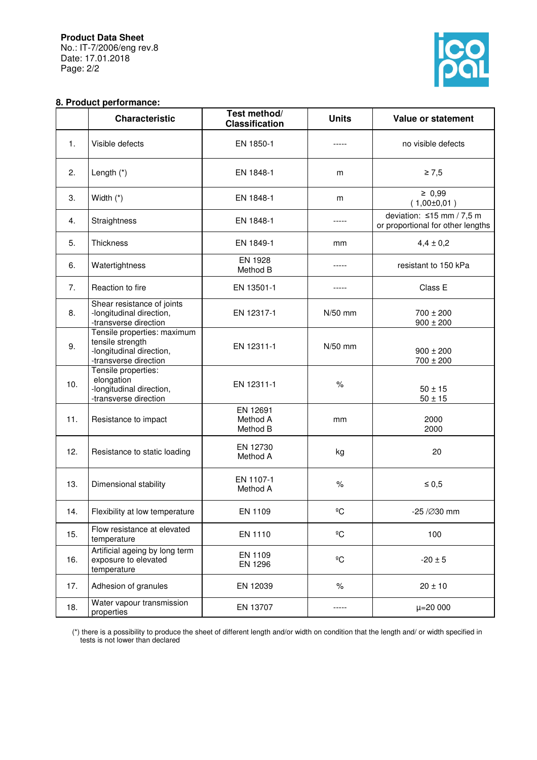**Product Data Sheet**
No.: IT-7/2006/eng rev.8
Date: 17.01.2018
Page: 2/2

## 8. Product performance:

| | Characteristic | Test method/ Classification | Units | Value or statement |
|---|---|---|---|---|
| 1. | Visible defects | EN 1850-1 | ----- | no visible defects |
| 2. | Length (*) | EN 1848-1 | m | ≥ 7,5 |
| 3. | Width (*) | EN 1848-1 | m | ≥ 0,99 ( 1,00±0,01 ) |
| 4. | Straightness | EN 1848-1 | ----- | deviation: ≤15 mm / 7,5 m or proportional for other lengths |
| 5. | Thickness | EN 1849-1 | mm | 4,4 ± 0,2 |
| 6. | Watertightness | EN 1928 Method B | ----- | resistant to 150 kPa |
| 7. | Reaction to fire | EN 13501-1 | ----- | Class E |
| 8. | Shear resistance of joints -longitudinal direction, -transverse direction | EN 12317-1 | N/50 mm | 700 ± 200<br>900 ± 200 |
| 9. | Tensile properties: maximum tensile strength -longitudinal direction, -transverse direction | EN 12311-1 | N/50 mm | 900 ± 200<br>700 ± 200 |
| 10. | Tensile properties: elongation -longitudinal direction, -transverse direction | EN 12311-1 | % | 50 ± 15<br>50 ± 15 |
| 11. | Resistance to impact | EN 12691 Method A Method B | mm | 2000<br>2000 |
| 12. | Resistance to static loading | EN 12730 Method A | kg | 20 |
| 13. | Dimensional stability | EN 1107-1 Method A | % | ≤ 0,5 |
| 14. | Flexibility at low temperature | EN 1109 | ºC | -25 /∅30 mm |
| 15. | Flow resistance at elevated temperature | EN 1110 | ºC | 100 |
| 16. | Artificial ageing by long term exposure to elevated temperature | EN 1109 EN 1296 | ºC | -20 ± 5 |
| 17. | Adhesion of granules | EN 12039 | % | 20 ± 10 |
| 18. | Water vapour transmission properties | EN 13707 | ----- | μ=20 000 |

(*) there is a possibility to produce the sheet of different length and/or width on condition that the length and/ or width specified in tests is not lower than declared